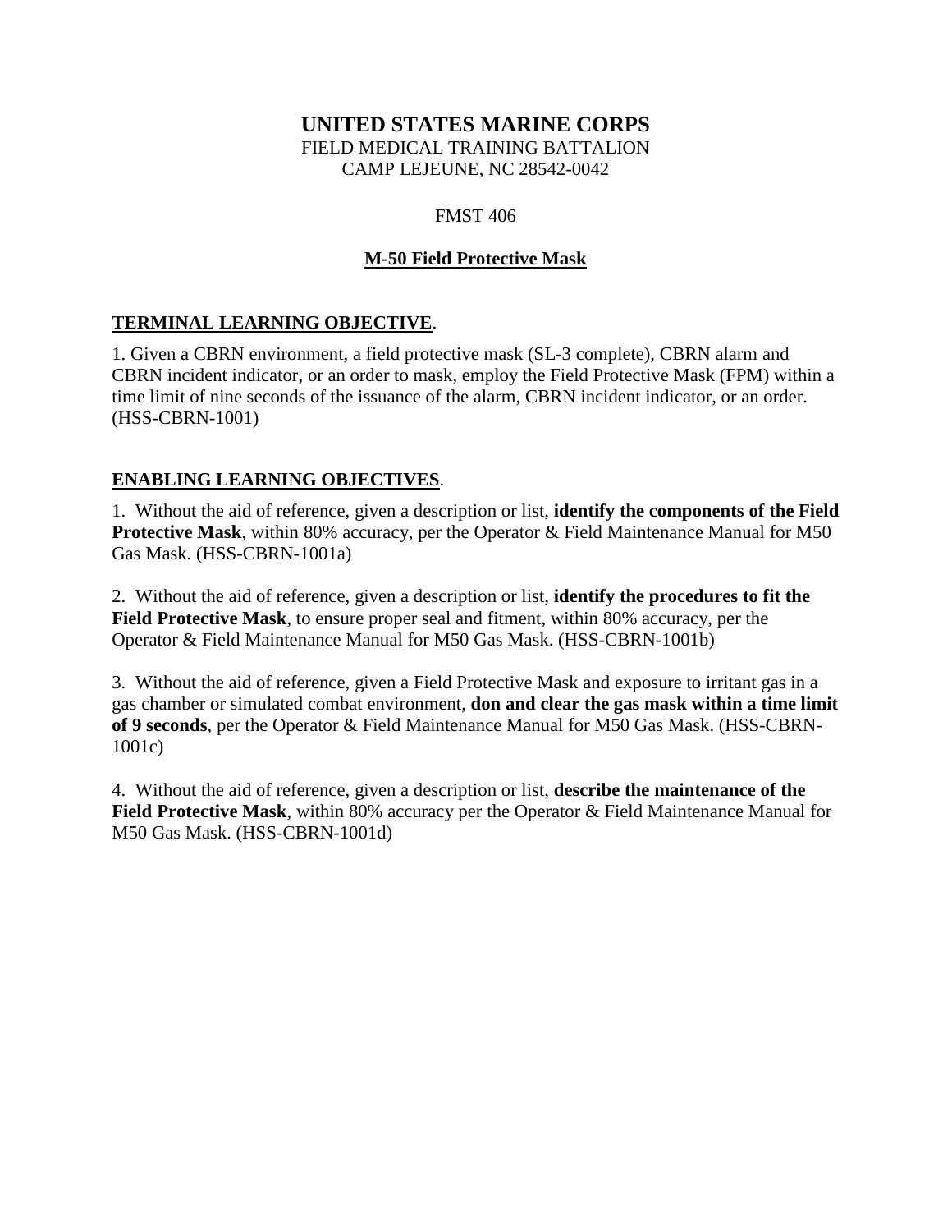# UNITED STATES MARINE CORPS

FIELD MEDICAL TRAINING BATTALION
CAMP LEJEUNE, NC 28542-0042

FMST 406

## M-50 Field Protective Mask

### TERMINAL LEARNING OBJECTIVE.

1. Given a CBRN environment, a field protective mask (SL-3 complete), CBRN alarm and CBRN incident indicator, or an order to mask, employ the Field Protective Mask (FPM) within a time limit of nine seconds of the issuance of the alarm, CBRN incident indicator, or an order. (HSS-CBRN-1001)

### ENABLING LEARNING OBJECTIVES.

1. Without the aid of reference, given a description or list, **identify the components of the Field Protective Mask**, within 80% accuracy, per the Operator & Field Maintenance Manual for M50 Gas Mask. (HSS-CBRN-1001a)

2. Without the aid of reference, given a description or list, **identify the procedures to fit the Field Protective Mask**, to ensure proper seal and fitment, within 80% accuracy, per the Operator & Field Maintenance Manual for M50 Gas Mask. (HSS-CBRN-1001b)

3. Without the aid of reference, given a Field Protective Mask and exposure to irritant gas in a gas chamber or simulated combat environment, **don and clear the gas mask within a time limit of 9 seconds**, per the Operator & Field Maintenance Manual for M50 Gas Mask. (HSS-CBRN-1001c)

4. Without the aid of reference, given a description or list, **describe the maintenance of the Field Protective Mask**, within 80% accuracy per the Operator & Field Maintenance Manual for M50 Gas Mask. (HSS-CBRN-1001d)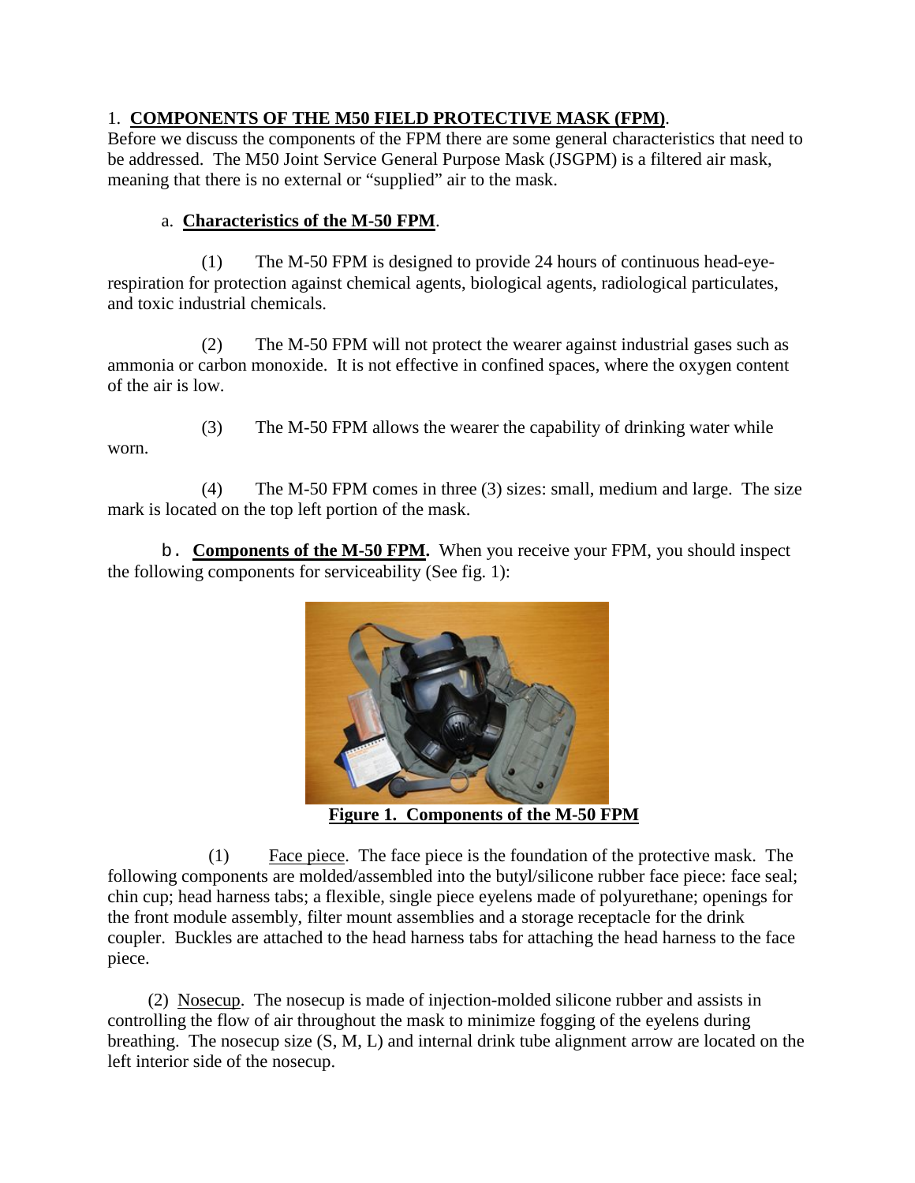1. **COMPONENTS OF THE M50 FIELD PROTECTIVE MASK (FPM)**.
Before we discuss the components of the FPM there are some general characteristics that need to be addressed. The M50 Joint Service General Purpose Mask (JSGPM) is a filtered air mask, meaning that there is no external or "supplied" air to the mask.

a. **Characteristics of the M-50 FPM**.

(1) The M-50 FPM is designed to provide 24 hours of continuous head-eye-respiration for protection against chemical agents, biological agents, radiological particulates, and toxic industrial chemicals.

(2) The M-50 FPM will not protect the wearer against industrial gases such as ammonia or carbon monoxide. It is not effective in confined spaces, where the oxygen content of the air is low.

(3) The M-50 FPM allows the wearer the capability of drinking water while worn.

(4) The M-50 FPM comes in three (3) sizes: small, medium and large. The size mark is located on the top left portion of the mask.

b. **Components of the M-50 FPM.** When you receive your FPM, you should inspect the following components for serviceability (See fig. 1):

**Figure 1. Components of the M-50 FPM**

(1) Face piece. The face piece is the foundation of the protective mask. The following components are molded/assembled into the butyl/silicone rubber face piece: face seal; chin cup; head harness tabs; a flexible, single piece eyelens made of polyurethane; openings for the front module assembly, filter mount assemblies and a storage receptacle for the drink coupler. Buckles are attached to the head harness tabs for attaching the head harness to the face piece.

(2) Nosecup. The nosecup is made of injection-molded silicone rubber and assists in controlling the flow of air throughout the mask to minimize fogging of the eyelens during breathing. The nosecup size (S, M, L) and internal drink tube alignment arrow are located on the left interior side of the nosecup.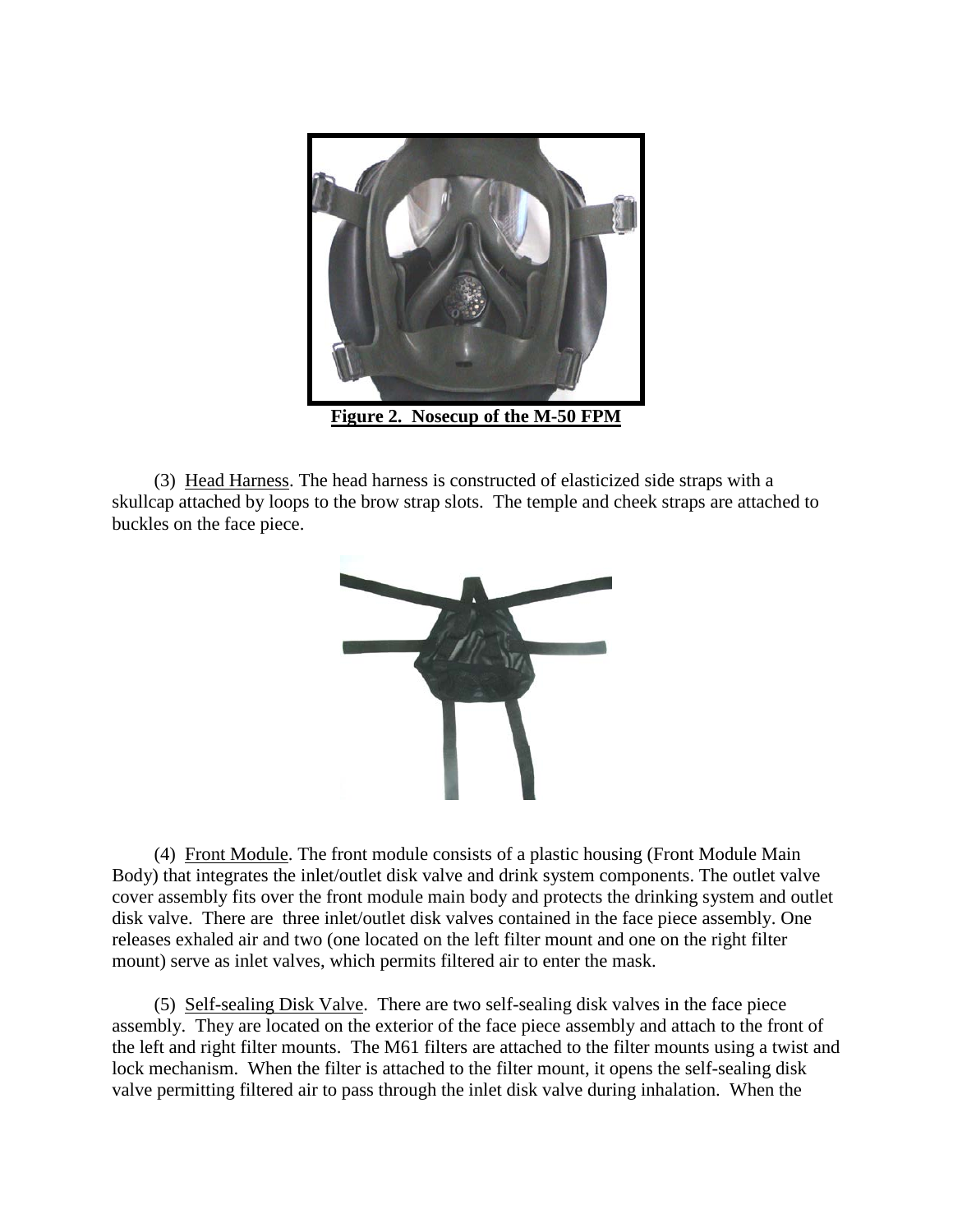**Figure 2. Nosecup of the M-50 FPM**

(3) Head Harness. The head harness is constructed of elasticized side straps with a skullcap attached by loops to the brow strap slots. The temple and cheek straps are attached to buckles on the face piece.

(4) Front Module. The front module consists of a plastic housing (Front Module Main Body) that integrates the inlet/outlet disk valve and drink system components. The outlet valve cover assembly fits over the front module main body and protects the drinking system and outlet disk valve. There are three inlet/outlet disk valves contained in the face piece assembly. One releases exhaled air and two (one located on the left filter mount and one on the right filter mount) serve as inlet valves, which permits filtered air to enter the mask.

(5) Self-sealing Disk Valve. There are two self-sealing disk valves in the face piece assembly. They are located on the exterior of the face piece assembly and attach to the front of the left and right filter mounts. The M61 filters are attached to the filter mounts using a twist and lock mechanism. When the filter is attached to the filter mount, it opens the self-sealing disk valve permitting filtered air to pass through the inlet disk valve during inhalation. When the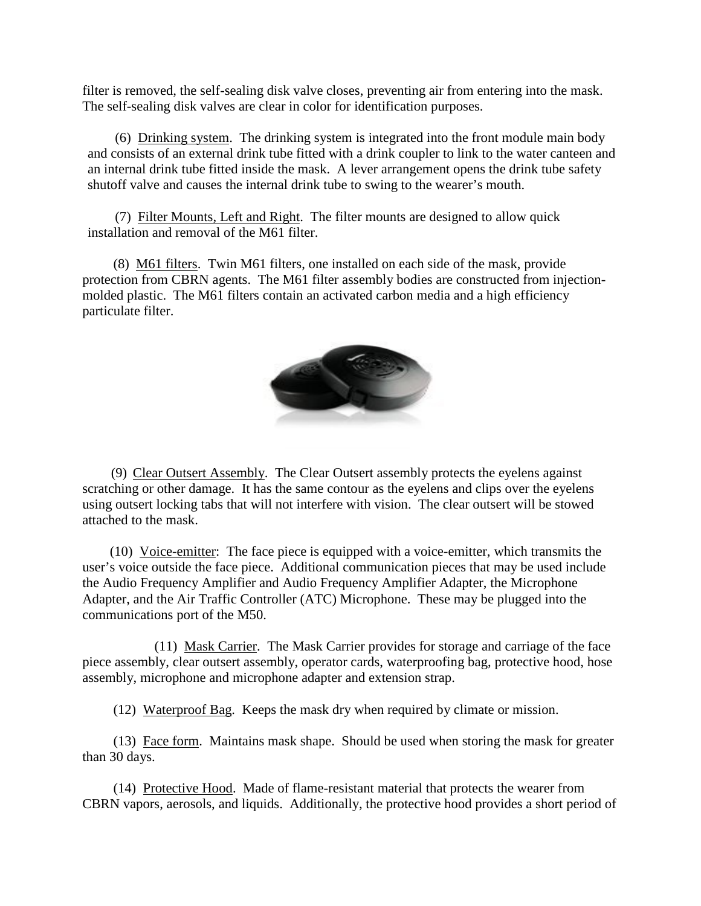filter is removed, the self-sealing disk valve closes, preventing air from entering into the mask. The self-sealing disk valves are clear in color for identification purposes.

(6) Drinking system. The drinking system is integrated into the front module main body and consists of an external drink tube fitted with a drink coupler to link to the water canteen and an internal drink tube fitted inside the mask. A lever arrangement opens the drink tube safety shutoff valve and causes the internal drink tube to swing to the wearer's mouth.

(7) Filter Mounts, Left and Right. The filter mounts are designed to allow quick installation and removal of the M61 filter.

(8) M61 filters. Twin M61 filters, one installed on each side of the mask, provide protection from CBRN agents. The M61 filter assembly bodies are constructed from injection-molded plastic. The M61 filters contain an activated carbon media and a high efficiency particulate filter.

(9) Clear Outsert Assembly. The Clear Outsert assembly protects the eyelens against scratching or other damage. It has the same contour as the eyelens and clips over the eyelens using outsert locking tabs that will not interfere with vision. The clear outsert will be stowed attached to the mask.

(10) Voice-emitter: The face piece is equipped with a voice-emitter, which transmits the user's voice outside the face piece. Additional communication pieces that may be used include the Audio Frequency Amplifier and Audio Frequency Amplifier Adapter, the Microphone Adapter, and the Air Traffic Controller (ATC) Microphone. These may be plugged into the communications port of the M50.

(11) Mask Carrier. The Mask Carrier provides for storage and carriage of the face piece assembly, clear outsert assembly, operator cards, waterproofing bag, protective hood, hose assembly, microphone and microphone adapter and extension strap.

(12) Waterproof Bag. Keeps the mask dry when required by climate or mission.

(13) Face form. Maintains mask shape. Should be used when storing the mask for greater than 30 days.

(14) Protective Hood. Made of flame-resistant material that protects the wearer from CBRN vapors, aerosols, and liquids. Additionally, the protective hood provides a short period of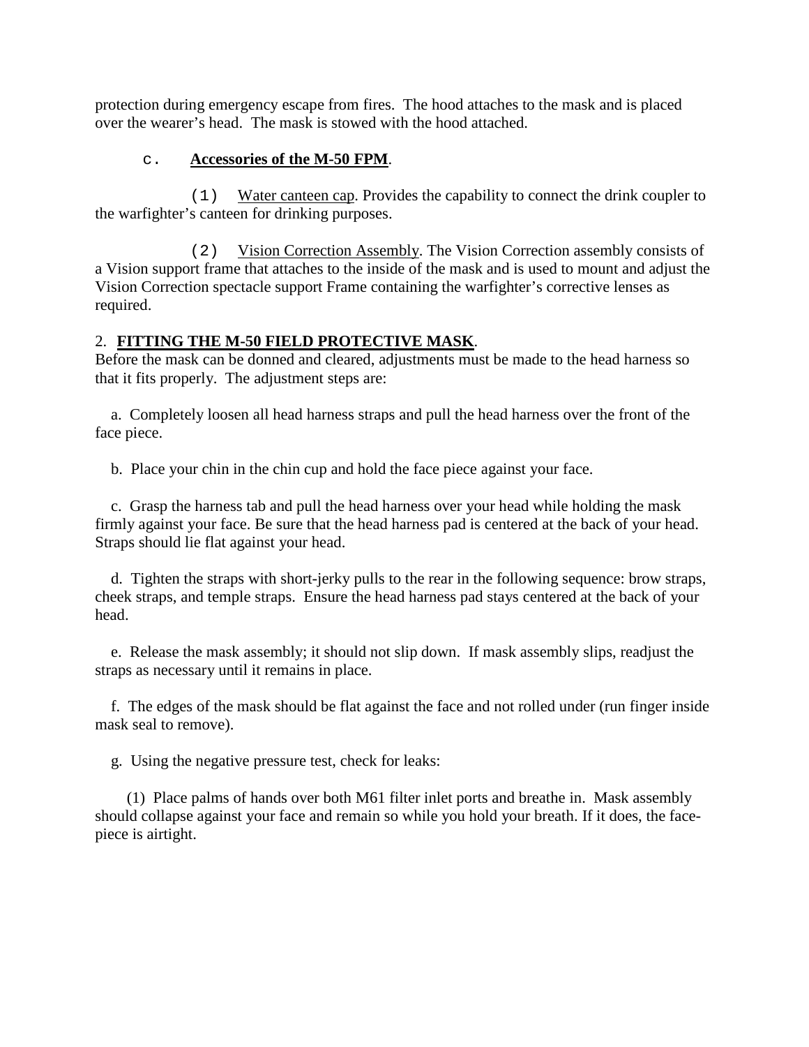protection during emergency escape from fires. The hood attaches to the mask and is placed over the wearer's head. The mask is stowed with the hood attached.

c. **<u>Accessories of the M-50 FPM</u>**.

(1) <u>Water canteen cap</u>. Provides the capability to connect the drink coupler to the warfighter's canteen for drinking purposes.

(2) <u>Vision Correction Assembly</u>. The Vision Correction assembly consists of a Vision support frame that attaches to the inside of the mask and is used to mount and adjust the Vision Correction spectacle support Frame containing the warfighter's corrective lenses as required.

2. **<u>FITTING THE M-50 FIELD PROTECTIVE MASK</u>**.

Before the mask can be donned and cleared, adjustments must be made to the head harness so that it fits properly. The adjustment steps are:

a. Completely loosen all head harness straps and pull the head harness over the front of the face piece.

b. Place your chin in the chin cup and hold the face piece against your face.

c. Grasp the harness tab and pull the head harness over your head while holding the mask firmly against your face. Be sure that the head harness pad is centered at the back of your head. Straps should lie flat against your head.

d. Tighten the straps with short-jerky pulls to the rear in the following sequence: brow straps, cheek straps, and temple straps. Ensure the head harness pad stays centered at the back of your head.

e. Release the mask assembly; it should not slip down. If mask assembly slips, readjust the straps as necessary until it remains in place.

f. The edges of the mask should be flat against the face and not rolled under (run finger inside mask seal to remove).

g. Using the negative pressure test, check for leaks:

(1) Place palms of hands over both M61 filter inlet ports and breathe in. Mask assembly should collapse against your face and remain so while you hold your breath. If it does, the face-piece is airtight.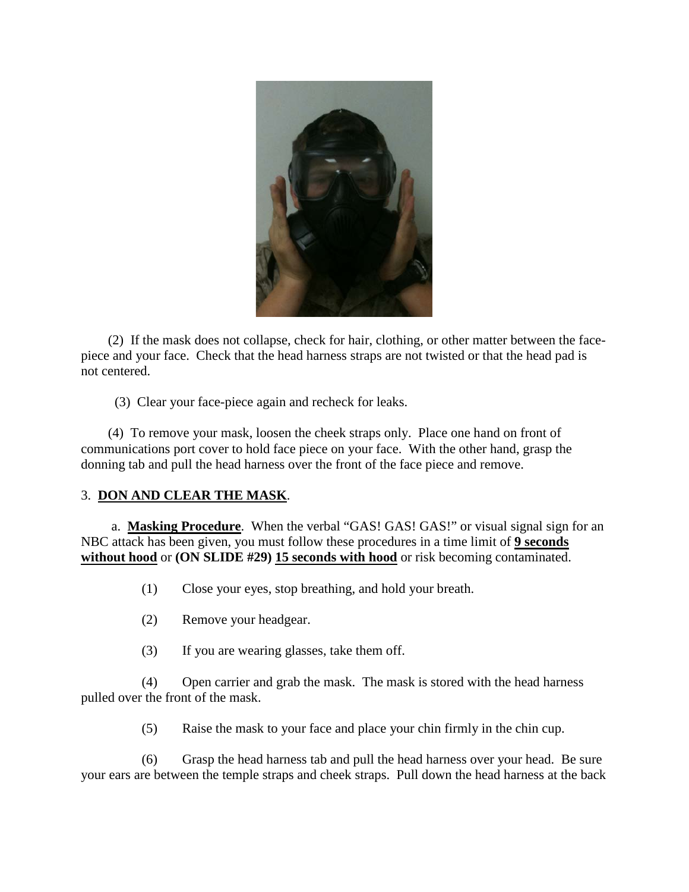(2) If the mask does not collapse, check for hair, clothing, or other matter between the face-piece and your face. Check that the head harness straps are not twisted or that the head pad is not centered.

(3) Clear your face-piece again and recheck for leaks.

(4) To remove your mask, loosen the cheek straps only. Place one hand on front of communications port cover to hold face piece on your face. With the other hand, grasp the donning tab and pull the head harness over the front of the face piece and remove.

3. **DON AND CLEAR THE MASK**.

a. **Masking Procedure**. When the verbal "GAS! GAS! GAS!" or visual signal sign for an NBC attack has been given, you must follow these procedures in a time limit of **9 seconds without hood** or **(ON SLIDE #29)** **15 seconds with hood** or risk becoming contaminated.

(1) Close your eyes, stop breathing, and hold your breath.

(2) Remove your headgear.

(3) If you are wearing glasses, take them off.

(4) Open carrier and grab the mask. The mask is stored with the head harness pulled over the front of the mask.

(5) Raise the mask to your face and place your chin firmly in the chin cup.

(6) Grasp the head harness tab and pull the head harness over your head. Be sure your ears are between the temple straps and cheek straps. Pull down the head harness at the back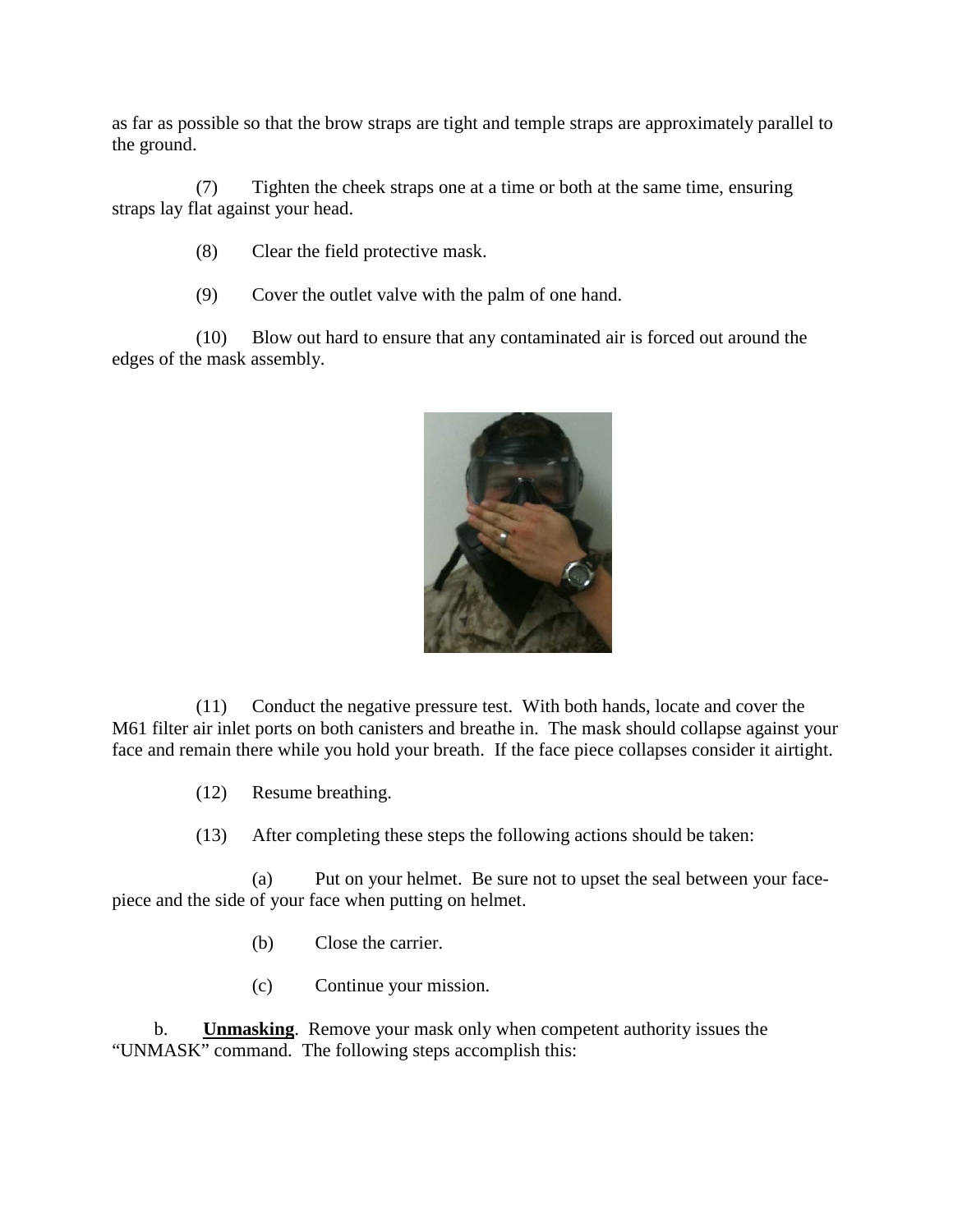as far as possible so that the brow straps are tight and temple straps are approximately parallel to the ground.

(7) Tighten the cheek straps one at a time or both at the same time, ensuring straps lay flat against your head.

(8) Clear the field protective mask.

(9) Cover the outlet valve with the palm of one hand.

(10) Blow out hard to ensure that any contaminated air is forced out around the edges of the mask assembly.

(11) Conduct the negative pressure test. With both hands, locate and cover the M61 filter air inlet ports on both canisters and breathe in. The mask should collapse against your face and remain there while you hold your breath. If the face piece collapses consider it airtight.

(12) Resume breathing.

(13) After completing these steps the following actions should be taken:

(a) Put on your helmet. Be sure not to upset the seal between your face-piece and the side of your face when putting on helmet.

(b) Close the carrier.

(c) Continue your mission.

b. **Unmasking**. Remove your mask only when competent authority issues the "UNMASK" command. The following steps accomplish this: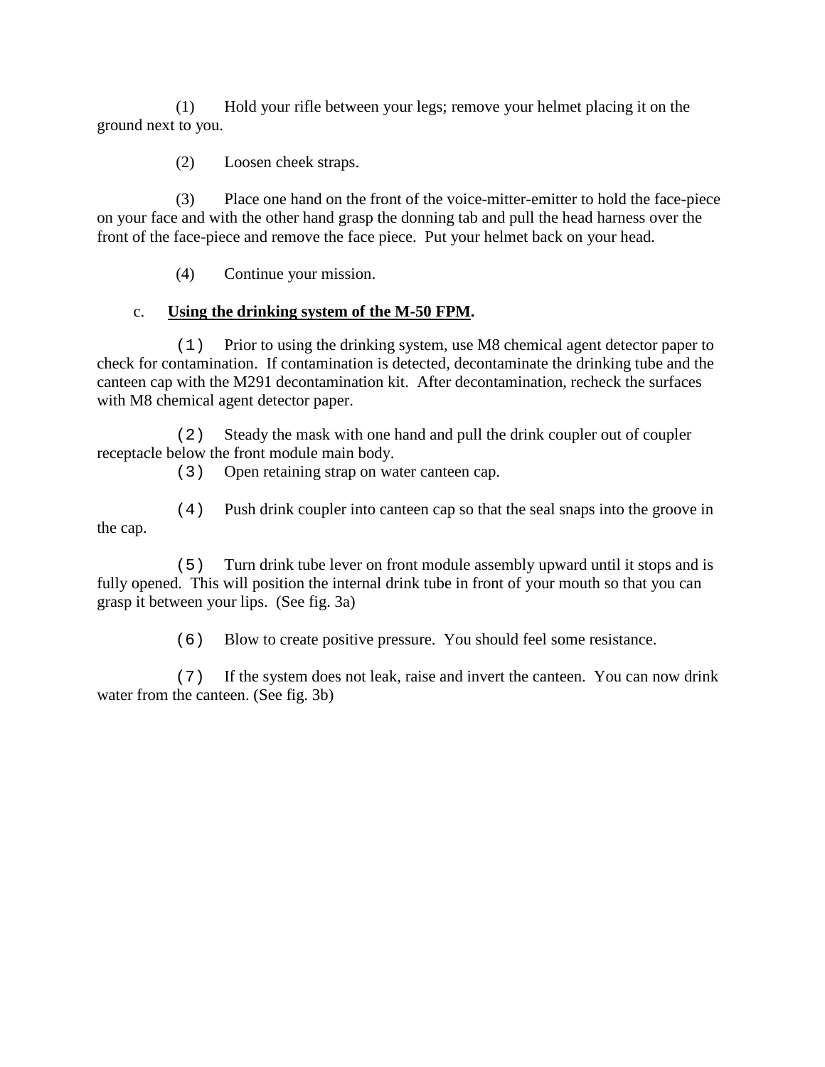(1) Hold your rifle between your legs; remove your helmet placing it on the ground next to you.

(2) Loosen cheek straps.

(3) Place one hand on the front of the voice-mitter-emitter to hold the face-piece on your face and with the other hand grasp the donning tab and pull the head harness over the front of the face-piece and remove the face piece. Put your helmet back on your head.

(4) Continue your mission.

c. **Using the drinking system of the M-50 FPM.**

(1) Prior to using the drinking system, use M8 chemical agent detector paper to check for contamination. If contamination is detected, decontaminate the drinking tube and the canteen cap with the M291 decontamination kit. After decontamination, recheck the surfaces with M8 chemical agent detector paper.

(2) Steady the mask with one hand and pull the drink coupler out of coupler receptacle below the front module main body.

(3) Open retaining strap on water canteen cap.

(4) Push drink coupler into canteen cap so that the seal snaps into the groove in the cap.

(5) Turn drink tube lever on front module assembly upward until it stops and is fully opened. This will position the internal drink tube in front of your mouth so that you can grasp it between your lips. (See fig. 3a)

(6) Blow to create positive pressure. You should feel some resistance.

(7) If the system does not leak, raise and invert the canteen. You can now drink water from the canteen. (See fig. 3b)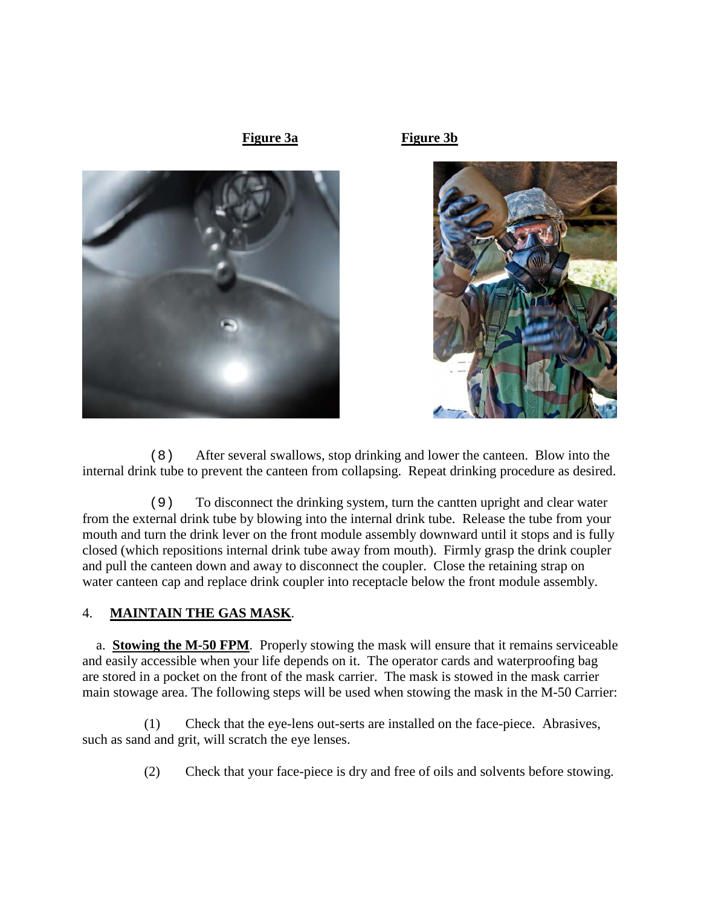**Figure 3a** **Figure 3b**

(8) After several swallows, stop drinking and lower the canteen. Blow into the internal drink tube to prevent the canteen from collapsing. Repeat drinking procedure as desired.

(9) To disconnect the drinking system, turn the cantten upright and clear water from the external drink tube by blowing into the internal drink tube. Release the tube from your mouth and turn the drink lever on the front module assembly downward until it stops and is fully closed (which repositions internal drink tube away from mouth). Firmly grasp the drink coupler and pull the canteen down and away to disconnect the coupler. Close the retaining strap on water canteen cap and replace drink coupler into receptacle below the front module assembly.

4. **MAINTAIN THE GAS MASK**.

a. **Stowing the M-50 FPM**. Properly stowing the mask will ensure that it remains serviceable and easily accessible when your life depends on it. The operator cards and waterproofing bag are stored in a pocket on the front of the mask carrier. The mask is stowed in the mask carrier main stowage area. The following steps will be used when stowing the mask in the M-50 Carrier:

(1) Check that the eye-lens out-serts are installed on the face-piece. Abrasives, such as sand and grit, will scratch the eye lenses.

(2) Check that your face-piece is dry and free of oils and solvents before stowing.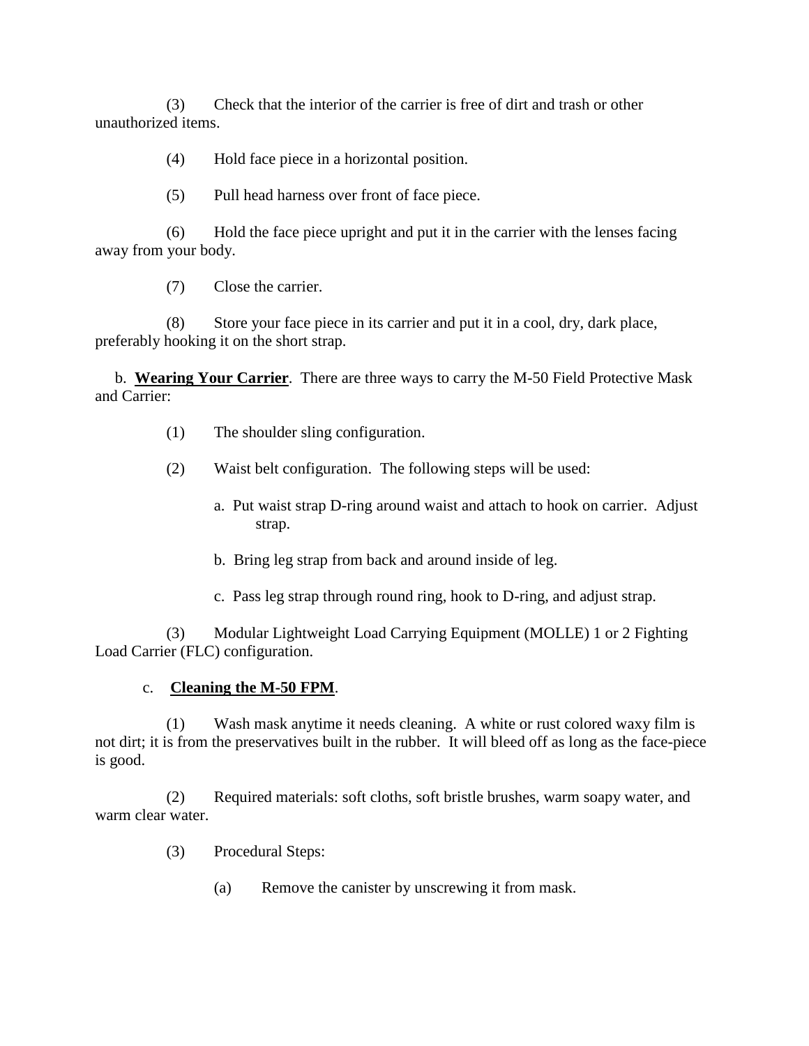(3) Check that the interior of the carrier is free of dirt and trash or other unauthorized items.

(4) Hold face piece in a horizontal position.

(5) Pull head harness over front of face piece.

(6) Hold the face piece upright and put it in the carrier with the lenses facing away from your body.

(7) Close the carrier.

(8) Store your face piece in its carrier and put it in a cool, dry, dark place, preferably hooking it on the short strap.

b. **Wearing Your Carrier**. There are three ways to carry the M-50 Field Protective Mask and Carrier:

(1) The shoulder sling configuration.

(2) Waist belt configuration. The following steps will be used:

a. Put waist strap D-ring around waist and attach to hook on carrier. Adjust strap.

b. Bring leg strap from back and around inside of leg.

c. Pass leg strap through round ring, hook to D-ring, and adjust strap.

(3) Modular Lightweight Load Carrying Equipment (MOLLE) 1 or 2 Fighting Load Carrier (FLC) configuration.

c. **Cleaning the M-50 FPM**.

(1) Wash mask anytime it needs cleaning. A white or rust colored waxy film is not dirt; it is from the preservatives built in the rubber. It will bleed off as long as the face-piece is good.

(2) Required materials: soft cloths, soft bristle brushes, warm soapy water, and warm clear water.

(3) Procedural Steps:

(a) Remove the canister by unscrewing it from mask.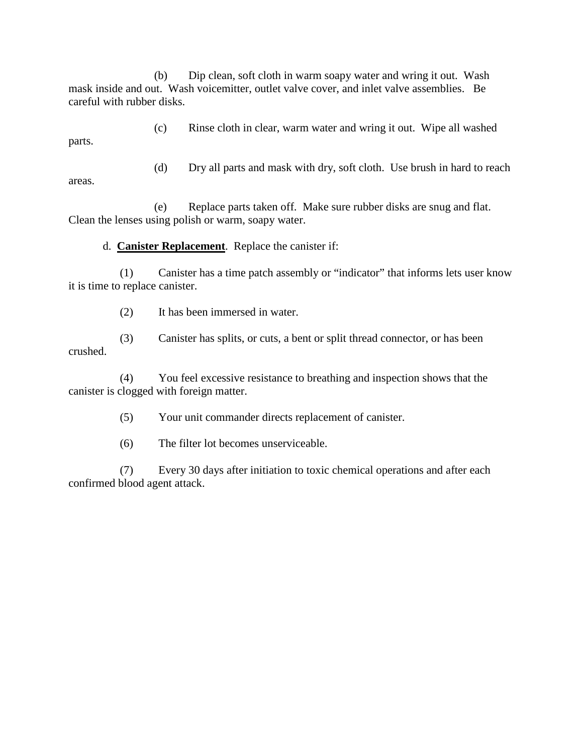(b) Dip clean, soft cloth in warm soapy water and wring it out. Wash mask inside and out. Wash voicemitter, outlet valve cover, and inlet valve assemblies. Be careful with rubber disks.

(c) Rinse cloth in clear, warm water and wring it out. Wipe all washed parts.

(d) Dry all parts and mask with dry, soft cloth. Use brush in hard to reach areas.

(e) Replace parts taken off. Make sure rubber disks are snug and flat. Clean the lenses using polish or warm, soapy water.

d. **Canister Replacement**. Replace the canister if:

(1) Canister has a time patch assembly or "indicator" that informs lets user know it is time to replace canister.

(2) It has been immersed in water.

(3) Canister has splits, or cuts, a bent or split thread connector, or has been crushed.

(4) You feel excessive resistance to breathing and inspection shows that the canister is clogged with foreign matter.

(5) Your unit commander directs replacement of canister.

(6) The filter lot becomes unserviceable.

(7) Every 30 days after initiation to toxic chemical operations and after each confirmed blood agent attack.